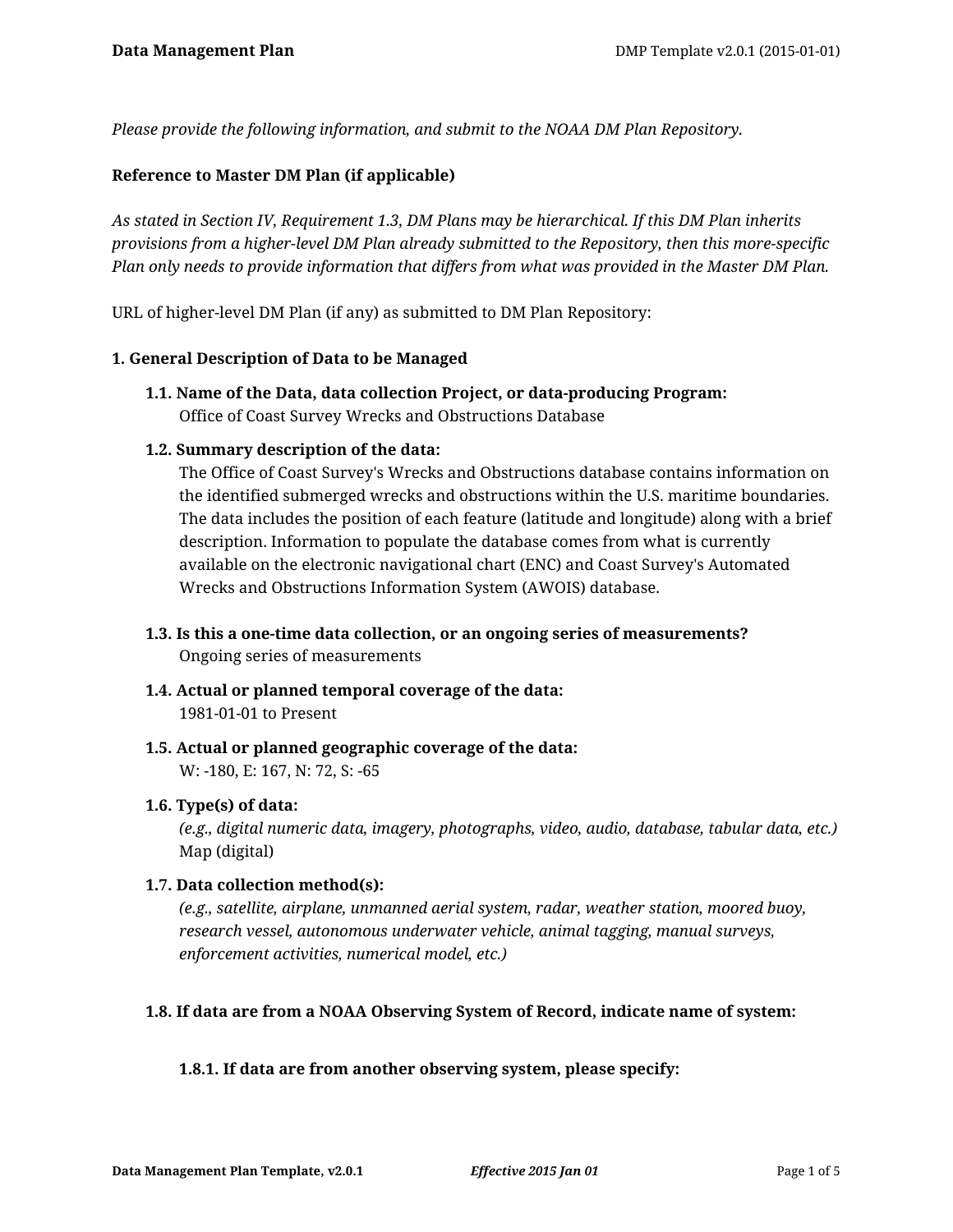*Please provide the following information, and submit to the NOAA DM Plan Repository.*

**Reference to Master DM Plan (if applicable)**

*As stated in Section IV, Requirement 1.3, DM Plans may be hierarchical. If this DM Plan inherits provisions from a higher-level DM Plan already submitted to the Repository, then this more-specific Plan only needs to provide information that differs from what was provided in the Master DM Plan.*

URL of higher-level DM Plan (if any) as submitted to DM Plan Repository:

**1. General Description of Data to be Managed**

**1.1. Name of the Data, data collection Project, or data-producing Program:**
Office of Coast Survey Wrecks and Obstructions Database

**1.2. Summary description of the data:**
The Office of Coast Survey's Wrecks and Obstructions database contains information on the identified submerged wrecks and obstructions within the U.S. maritime boundaries. The data includes the position of each feature (latitude and longitude) along with a brief description. Information to populate the database comes from what is currently available on the electronic navigational chart (ENC) and Coast Survey's Automated Wrecks and Obstructions Information System (AWOIS) database.

**1.3. Is this a one-time data collection, or an ongoing series of measurements?**
Ongoing series of measurements

**1.4. Actual or planned temporal coverage of the data:**
1981-01-01 to Present

**1.5. Actual or planned geographic coverage of the data:**
W: -180, E: 167, N: 72, S: -65

**1.6. Type(s) of data:**
*(e.g., digital numeric data, imagery, photographs, video, audio, database, tabular data, etc.)*
Map (digital)

**1.7. Data collection method(s):**
*(e.g., satellite, airplane, unmanned aerial system, radar, weather station, moored buoy, research vessel, autonomous underwater vehicle, animal tagging, manual surveys, enforcement activities, numerical model, etc.)*

**1.8. If data are from a NOAA Observing System of Record, indicate name of system:**

**1.8.1. If data are from another observing system, please specify:**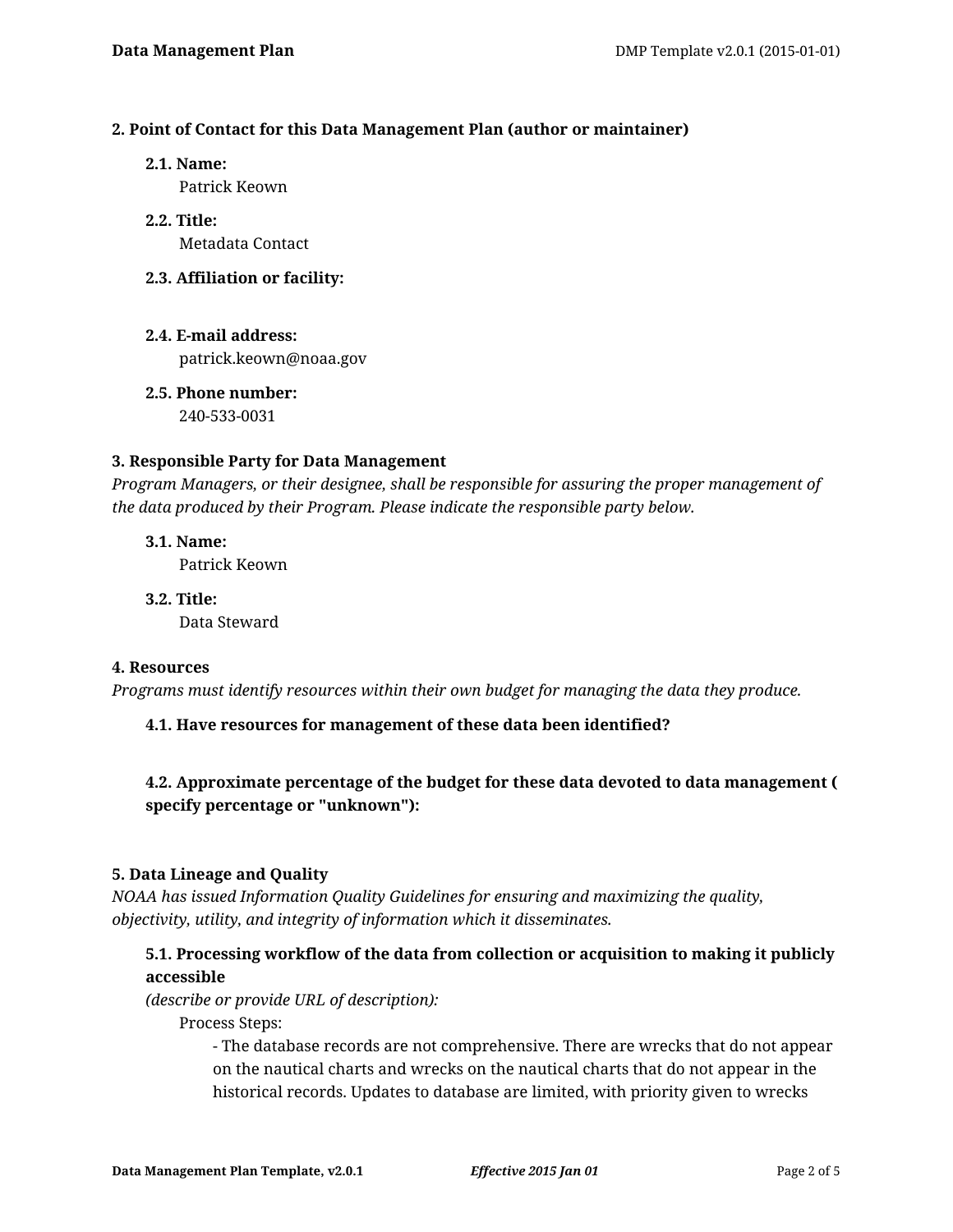**2. Point of Contact for this Data Management Plan (author or maintainer)**

**2.1. Name:**
Patrick Keown

**2.2. Title:**
Metadata Contact

**2.3. Affiliation or facility:**

**2.4. E-mail address:**
patrick.keown@noaa.gov

**2.5. Phone number:**
240-533-0031

**3. Responsible Party for Data Management**

*Program Managers, or their designee, shall be responsible for assuring the proper management of the data produced by their Program. Please indicate the responsible party below.*

**3.1. Name:**
Patrick Keown

**3.2. Title:**
Data Steward

**4. Resources**

*Programs must identify resources within their own budget for managing the data they produce.*

**4.1. Have resources for management of these data been identified?**

**4.2. Approximate percentage of the budget for these data devoted to data management ( specify percentage or "unknown"):**

**5. Data Lineage and Quality**

*NOAA has issued Information Quality Guidelines for ensuring and maximizing the quality, objectivity, utility, and integrity of information which it disseminates.*

**5.1. Processing workflow of the data from collection or acquisition to making it publicly accessible**
*(describe or provide URL of description):*

Process Steps:

- The database records are not comprehensive. There are wrecks that do not appear on the nautical charts and wrecks on the nautical charts that do not appear in the historical records. Updates to database are limited, with priority given to wrecks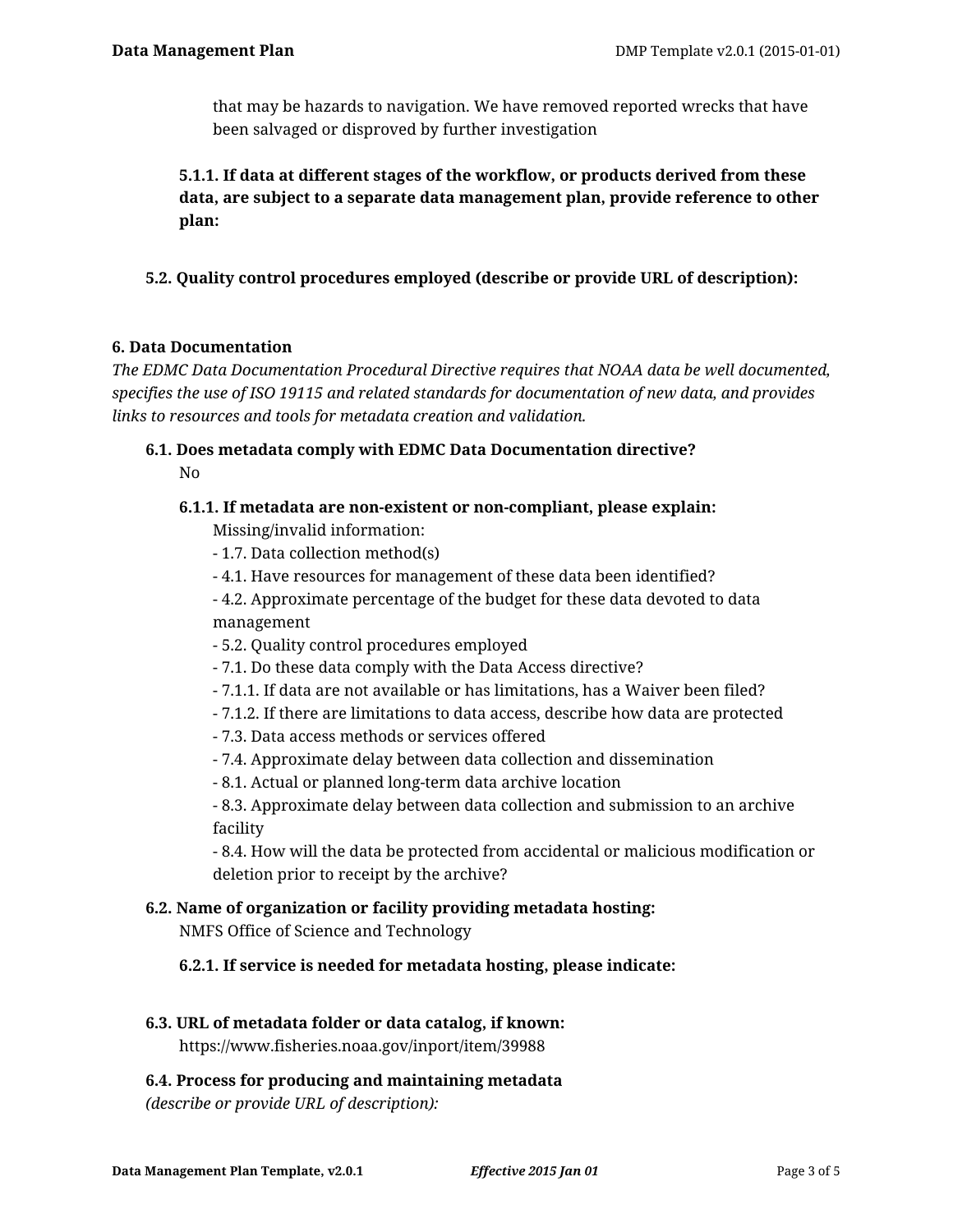that may be hazards to navigation. We have removed reported wrecks that have been salvaged or disproved by further investigation

**5.1.1. If data at different stages of the workflow, or products derived from these data, are subject to a separate data management plan, provide reference to other plan:**

**5.2. Quality control procedures employed (describe or provide URL of description):**

## 6. Data Documentation

*The EDMC Data Documentation Procedural Directive requires that NOAA data be well documented, specifies the use of ISO 19115 and related standards for documentation of new data, and provides links to resources and tools for metadata creation and validation.*

**6.1. Does metadata comply with EDMC Data Documentation directive?**

No

**6.1.1. If metadata are non-existent or non-compliant, please explain:**

Missing/invalid information:
- 1.7. Data collection method(s)
- 4.1. Have resources for management of these data been identified?
- 4.2. Approximate percentage of the budget for these data devoted to data management
- 5.2. Quality control procedures employed
- 7.1. Do these data comply with the Data Access directive?
- 7.1.1. If data are not available or has limitations, has a Waiver been filed?
- 7.1.2. If there are limitations to data access, describe how data are protected
- 7.3. Data access methods or services offered
- 7.4. Approximate delay between data collection and dissemination
- 8.1. Actual or planned long-term data archive location
- 8.3. Approximate delay between data collection and submission to an archive facility
- 8.4. How will the data be protected from accidental or malicious modification or deletion prior to receipt by the archive?

**6.2. Name of organization or facility providing metadata hosting:**

NMFS Office of Science and Technology

**6.2.1. If service is needed for metadata hosting, please indicate:**

**6.3. URL of metadata folder or data catalog, if known:**

https://www.fisheries.noaa.gov/inport/item/39988

**6.4. Process for producing and maintaining metadata**
*(describe or provide URL of description):*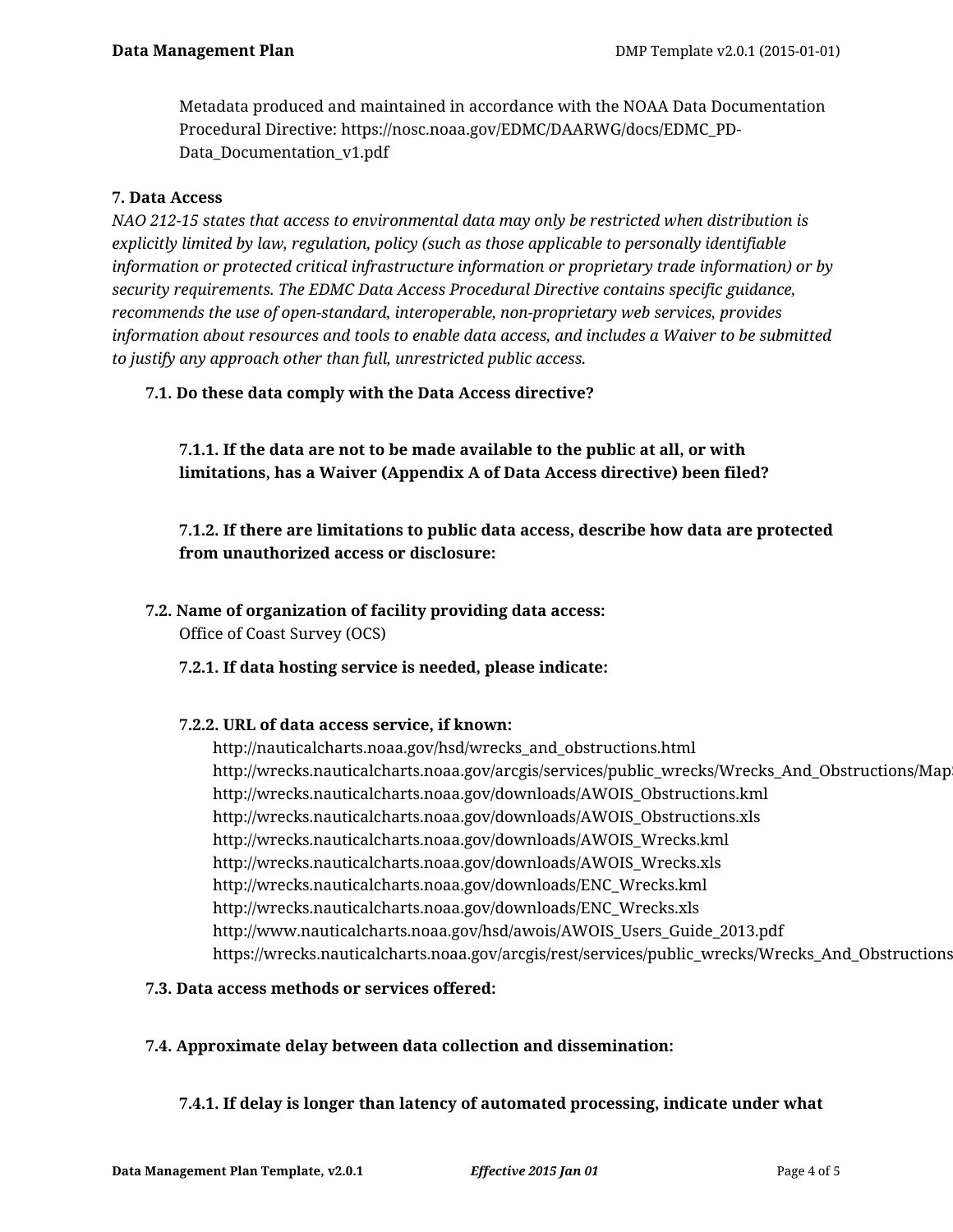Metadata produced and maintained in accordance with the NOAA Data Documentation Procedural Directive: https://nosc.noaa.gov/EDMC/DAARWG/docs/EDMC_PD-Data_Documentation_v1.pdf

**7. Data Access**

*NAO 212-15 states that access to environmental data may only be restricted when distribution is explicitly limited by law, regulation, policy (such as those applicable to personally identifiable information or protected critical infrastructure information or proprietary trade information) or by security requirements. The EDMC Data Access Procedural Directive contains specific guidance, recommends the use of open-standard, interoperable, non-proprietary web services, provides information about resources and tools to enable data access, and includes a Waiver to be submitted to justify any approach other than full, unrestricted public access.*

**7.1. Do these data comply with the Data Access directive?**

**7.1.1. If the data are not to be made available to the public at all, or with limitations, has a Waiver (Appendix A of Data Access directive) been filed?**

**7.1.2. If there are limitations to public data access, describe how data are protected from unauthorized access or disclosure:**

**7.2. Name of organization of facility providing data access:**

Office of Coast Survey (OCS)

**7.2.1. If data hosting service is needed, please indicate:**

**7.2.2. URL of data access service, if known:**

http://nauticalcharts.noaa.gov/hsd/wrecks_and_obstructions.html
http://wrecks.nauticalcharts.noaa.gov/arcgis/services/public_wrecks/Wrecks_And_Obstructions/Map
http://wrecks.nauticalcharts.noaa.gov/downloads/AWOIS_Obstructions.kml
http://wrecks.nauticalcharts.noaa.gov/downloads/AWOIS_Obstructions.xls
http://wrecks.nauticalcharts.noaa.gov/downloads/AWOIS_Wrecks.kml
http://wrecks.nauticalcharts.noaa.gov/downloads/AWOIS_Wrecks.xls
http://wrecks.nauticalcharts.noaa.gov/downloads/ENC_Wrecks.kml
http://wrecks.nauticalcharts.noaa.gov/downloads/ENC_Wrecks.xls
http://www.nauticalcharts.noaa.gov/hsd/awois/AWOIS_Users_Guide_2013.pdf
https://wrecks.nauticalcharts.noaa.gov/arcgis/rest/services/public_wrecks/Wrecks_And_Obstructions

**7.3. Data access methods or services offered:**

**7.4. Approximate delay between data collection and dissemination:**

**7.4.1. If delay is longer than latency of automated processing, indicate under what**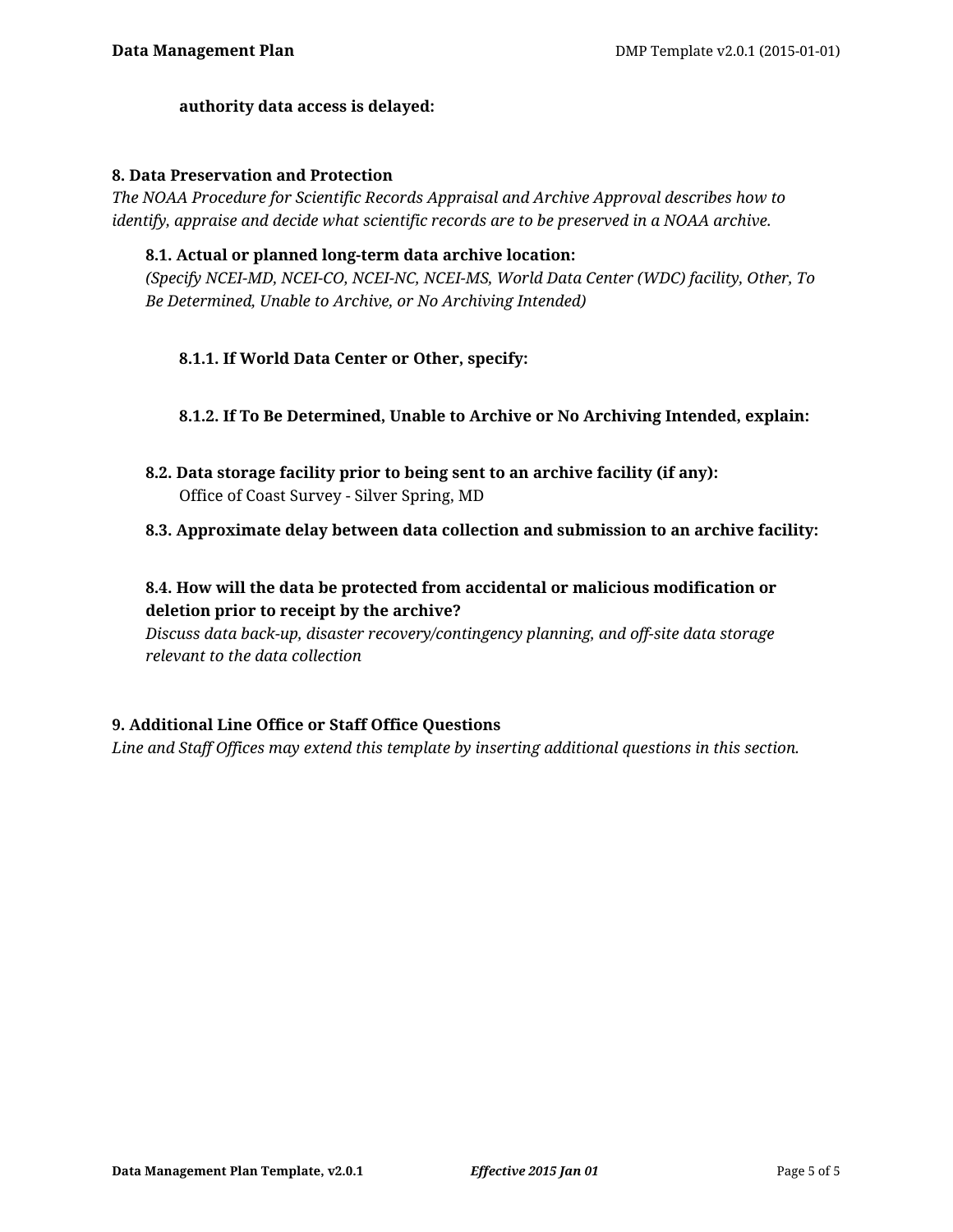**authority data access is delayed:**

## 8. Data Preservation and Protection

*The NOAA Procedure for Scientific Records Appraisal and Archive Approval describes how to identify, appraise and decide what scientific records are to be preserved in a NOAA archive.*

### 8.1. Actual or planned long-term data archive location:

*(Specify NCEI-MD, NCEI-CO, NCEI-NC, NCEI-MS, World Data Center (WDC) facility, Other, To Be Determined, Unable to Archive, or No Archiving Intended)*

#### 8.1.1. If World Data Center or Other, specify:

#### 8.1.2. If To Be Determined, Unable to Archive or No Archiving Intended, explain:

### 8.2. Data storage facility prior to being sent to an archive facility (if any):

Office of Coast Survey - Silver Spring, MD

### 8.3. Approximate delay between data collection and submission to an archive facility:

### 8.4. How will the data be protected from accidental or malicious modification or deletion prior to receipt by the archive?

*Discuss data back-up, disaster recovery/contingency planning, and off-site data storage relevant to the data collection*

## 9. Additional Line Office or Staff Office Questions

*Line and Staff Offices may extend this template by inserting additional questions in this section.*